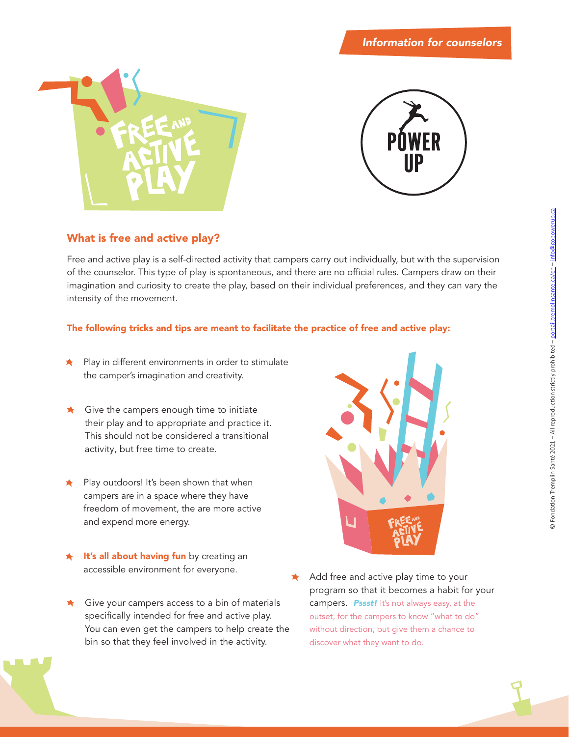*Information for counselors*

## What is free and active play?

Free and active play is a self-directed activity that campers carry out individually, but with the supervision of the counselor. This type of play is spontaneous, and there are no official rules. Campers draw on their imagination and curiosity to create the play, based on their individual preferences, and they can vary the intensity of the movement.

**The following tricks and tips are meant to facilitate the practice of free and active play:**

- Play in different environments in order to stimulate the camper's imagination and creativity.
- Give the campers enough time to initiate their play and to appropriate and practice it. This should not be considered a transitional activity, but free time to create.
- Play outdoors! It's been shown that when campers are in a space where they have freedom of movement, the are more active and expend more energy.
- **It's all about having fun** by creating an accessible environment for everyone.
- Give your campers access to a bin of materials specifically intended for free and active play. You can even get the campers to help create the bin so that they feel involved in the activity.
- Add free and active play time to your program so that it becomes a habit for your campers. ***Pssst!*** It's not always easy, at the outset, for the campers to know "what to do" without direction, but give them a chance to discover what they want to do.

© Fondation Tremplin Santé 2021 – All reproduction strictly prohibited – portail.tremplinsante.ca/en – info@gopowerup.ca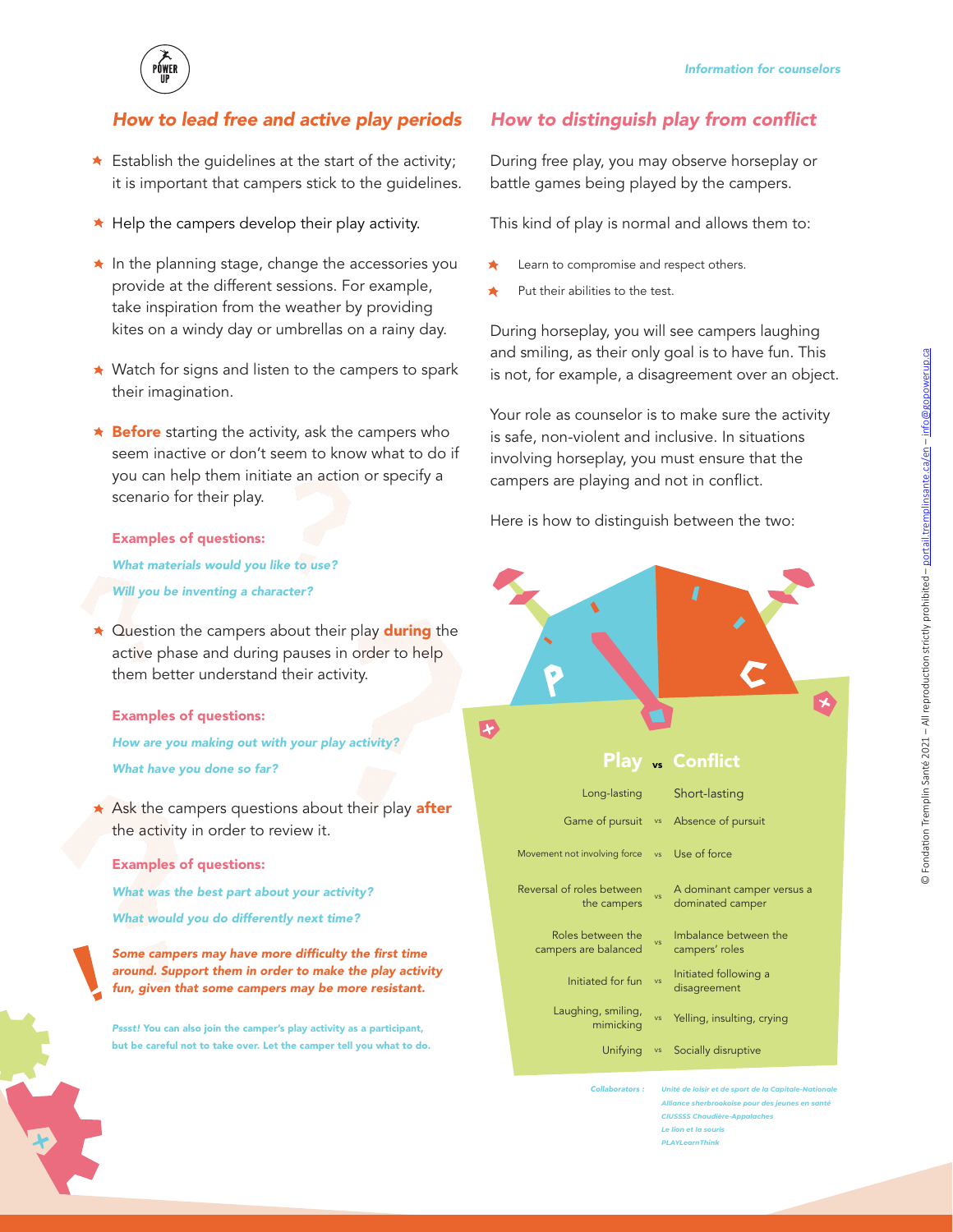Information for counselors

## How to lead free and active play periods

- Establish the guidelines at the start of the activity; it is important that campers stick to the guidelines.
- Help the campers develop their play activity.
- In the planning stage, change the accessories you provide at the different sessions. For example, take inspiration from the weather by providing kites on a windy day or umbrellas on a rainy day.
- Watch for signs and listen to the campers to spark their imagination.
- **Before** starting the activity, ask the campers who seem inactive or don't seem to know what to do if you can help them initiate an action or specify a scenario for their play.

**Examples of questions:**

*What materials would you like to use?*

*Will you be inventing a character?*

- Question the campers about their play **during** the active phase and during pauses in order to help them better understand their activity.

**Examples of questions:**

*How are you making out with your play activity?*

*What have you done so far?*

- Ask the campers questions about their play **after** the activity in order to review it.

**Examples of questions:**

*What was the best part about your activity?*

*What would you do differently next time?*

***Some campers may have more difficulty the first time around. Support them in order to make the play activity fun, given that some campers may be more resistant.***

**Pssst!** You can also join the camper's play activity as a participant, but be careful not to take over. Let the camper tell you what to do.

## How to distinguish play from conflict

During free play, you may observe horseplay or battle games being played by the campers.

This kind of play is normal and allows them to:

- Learn to compromise and respect others.
- Put their abilities to the test.

During horseplay, you will see campers laughing and smiling, as their only goal is to have fun. This is not, for example, a disagreement over an object.

Your role as counselor is to make sure the activity is safe, non-violent and inclusive. In situations involving horseplay, you must ensure that the campers are playing and not in conflict.

Here is how to distinguish between the two:

| Play | vs | Conflict |
|---|---|---|
| Long-lasting | | Short-lasting |
| Game of pursuit | vs | Absence of pursuit |
| Movement not involving force | vs | Use of force |
| Reversal of roles between the campers | vs | A dominant camper versus a dominated camper |
| Roles between the campers are balanced | vs | Imbalance between the campers' roles |
| Initiated for fun | vs | Initiated following a disagreement |
| Laughing, smiling, mimicking | vs | Yelling, insulting, crying |
| Unifying | vs | Socially disruptive |

Collaborators : Unité de loisir et de sport de la Capitale-Nationale, Alliance sherbrookoise pour des jeunes en santé, CIUSSSS Chaudière-Appalaches, Le lion et la souris, PLAYLearnThink

© Fondation Tremplin Santé 2021 – All reproduction strictly prohibited – portail.tremplinsante.ca/en – info@gopowerup.ca